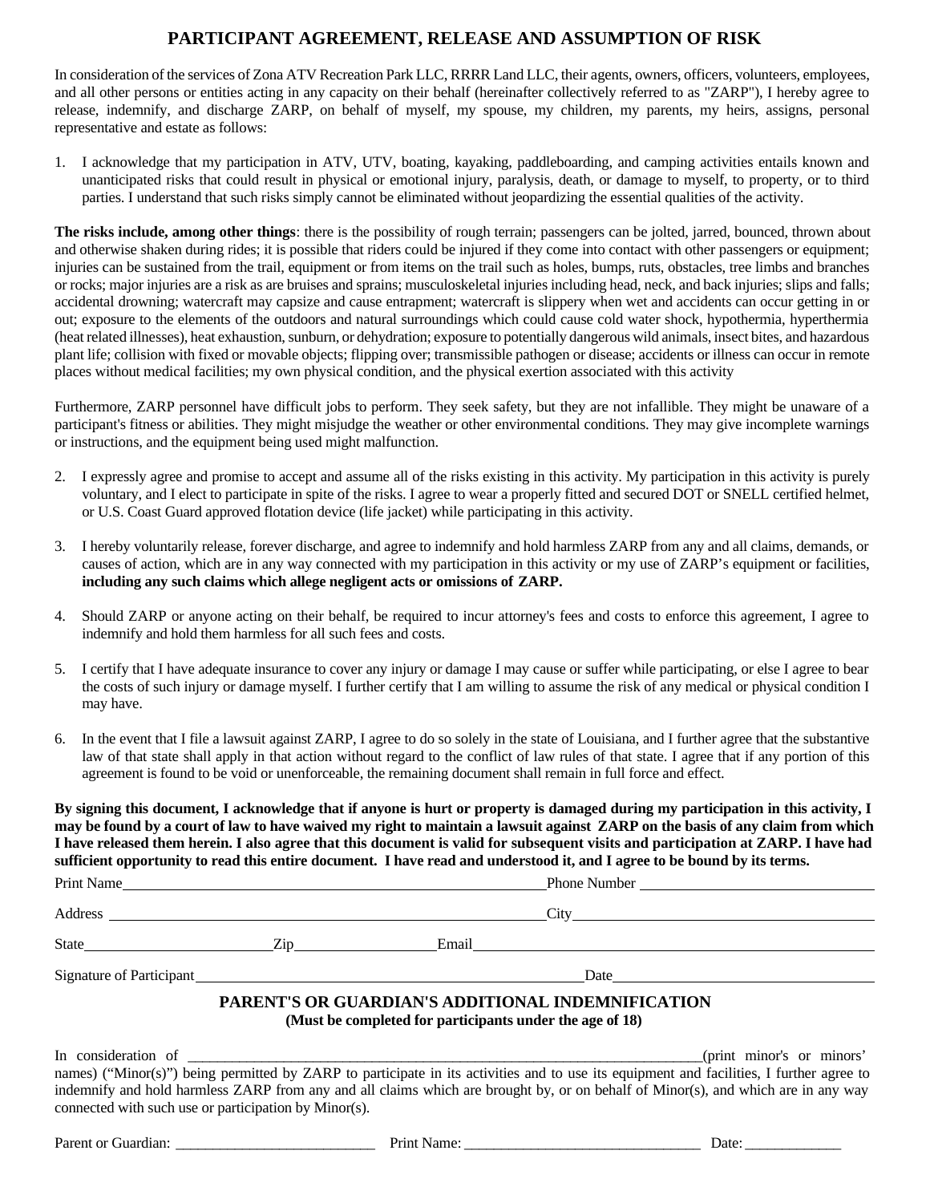# PARTICIPANT AGREEMENT, RELEASE AND ASSUMPTION OF RISK

In consideration of the services of Zona ATV Recreation Park LLC, RRRR Land LLC, their agents, owners, officers, volunteers, employees, and all other persons or entities acting in any capacity on their behalf (hereinafter collectively referred to as "ZARP"), I hereby agree to release, indemnify, and discharge ZARP, on behalf of myself, my spouse, my children, my parents, my heirs, assigns, personal representative and estate as follows:

1. I acknowledge that my participation in ATV, UTV, boating, kayaking, paddleboarding, and camping activities entails known and unanticipated risks that could result in physical or emotional injury, paralysis, death, or damage to myself, to property, or to third parties. I understand that such risks simply cannot be eliminated without jeopardizing the essential qualities of the activity.

**The risks include, among other things**: there is the possibility of rough terrain; passengers can be jolted, jarred, bounced, thrown about and otherwise shaken during rides; it is possible that riders could be injured if they come into contact with other passengers or equipment; injuries can be sustained from the trail, equipment or from items on the trail such as holes, bumps, ruts, obstacles, tree limbs and branches or rocks; major injuries are a risk as are bruises and sprains; musculoskeletal injuries including head, neck, and back injuries; slips and falls; accidental drowning; watercraft may capsize and cause entrapment; watercraft is slippery when wet and accidents can occur getting in or out; exposure to the elements of the outdoors and natural surroundings which could cause cold water shock, hypothermia, hyperthermia (heat related illnesses), heat exhaustion, sunburn, or dehydration; exposure to potentially dangerous wild animals, insect bites, and hazardous plant life; collision with fixed or movable objects; flipping over; transmissible pathogen or disease; accidents or illness can occur in remote places without medical facilities; my own physical condition, and the physical exertion associated with this activity

Furthermore, ZARP personnel have difficult jobs to perform. They seek safety, but they are not infallible. They might be unaware of a participant's fitness or abilities. They might misjudge the weather or other environmental conditions. They may give incomplete warnings or instructions, and the equipment being used might malfunction.

2. I expressly agree and promise to accept and assume all of the risks existing in this activity. My participation in this activity is purely voluntary, and I elect to participate in spite of the risks. I agree to wear a properly fitted and secured DOT or SNELL certified helmet, or U.S. Coast Guard approved flotation device (life jacket) while participating in this activity.

3. I hereby voluntarily release, forever discharge, and agree to indemnify and hold harmless ZARP from any and all claims, demands, or causes of action, which are in any way connected with my participation in this activity or my use of ZARP's equipment or facilities, **including any such claims which allege negligent acts or omissions of ZARP.**

4. Should ZARP or anyone acting on their behalf, be required to incur attorney's fees and costs to enforce this agreement, I agree to indemnify and hold them harmless for all such fees and costs.

5. I certify that I have adequate insurance to cover any injury or damage I may cause or suffer while participating, or else I agree to bear the costs of such injury or damage myself. I further certify that I am willing to assume the risk of any medical or physical condition I may have.

6. In the event that I file a lawsuit against ZARP, I agree to do so solely in the state of Louisiana, and I further agree that the substantive law of that state shall apply in that action without regard to the conflict of law rules of that state. I agree that if any portion of this agreement is found to be void or unenforceable, the remaining document shall remain in full force and effect.

**By signing this document, I acknowledge that if anyone is hurt or property is damaged during my participation in this activity, I may be found by a court of law to have waived my right to maintain a lawsuit against ZARP on the basis of any claim from which I have released them herein. I also agree that this document is valid for subsequent visits and participation at ZARP. I have had sufficient opportunity to read this entire document. I have read and understood it, and I agree to be bound by its terms.**

Print Name______________________________ Phone Number______________________

Address______________________________ City______________________

State______________ Zip______________ Email______________________

Signature of Participant______________________________ Date______________________

## PARENT'S OR GUARDIAN'S ADDITIONAL INDEMNIFICATION

**(Must be completed for participants under the age of 18)**

In consideration of ______________________________________________(print minor's or minors' names) ("Minor(s)") being permitted by ZARP to participate in its activities and to use its equipment and facilities, I further agree to indemnify and hold harmless ZARP from any and all claims which are brought by, or on behalf of Minor(s), and which are in any way connected with such use or participation by Minor(s).

Parent or Guardian: ___________________________ Print Name: ________________________________ Date: _____________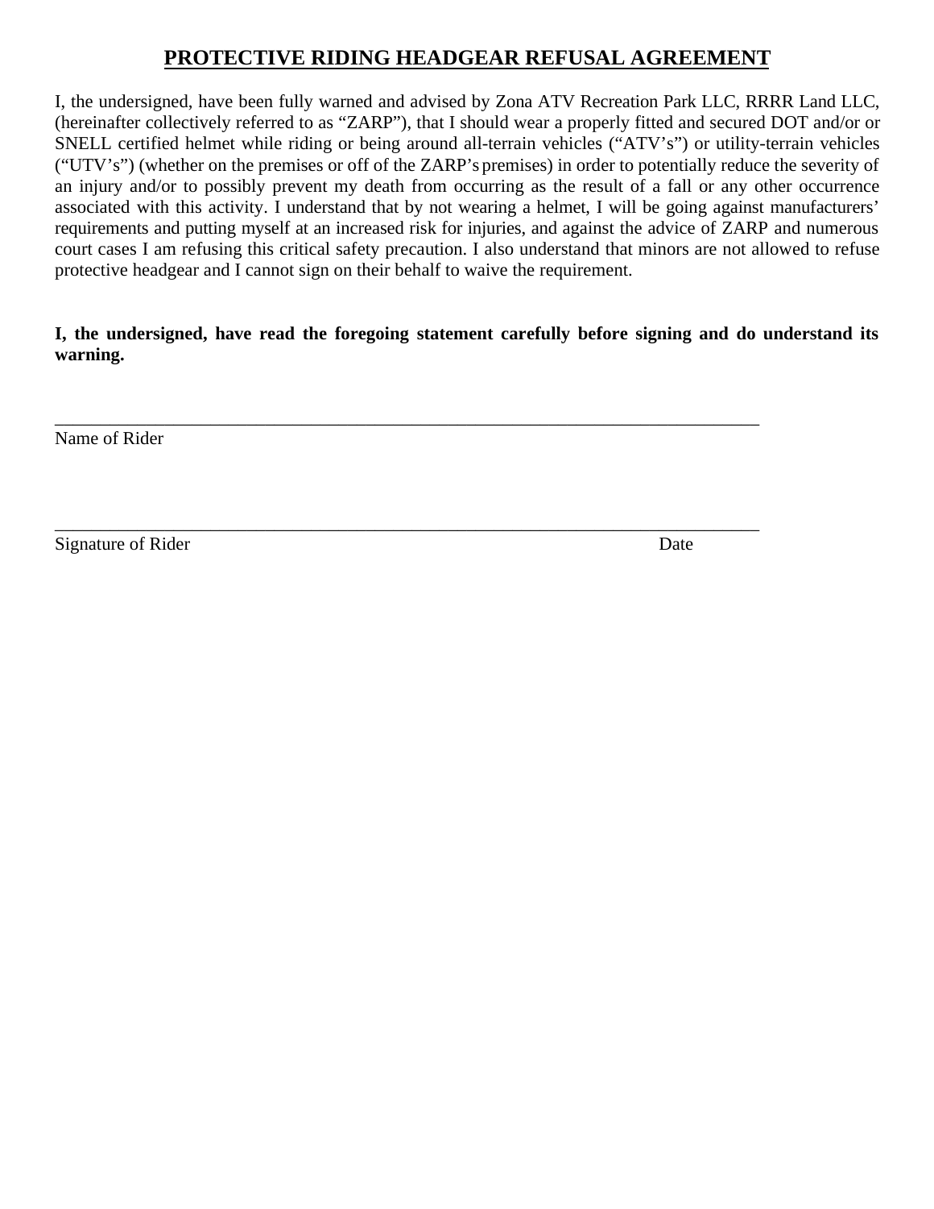# PROTECTIVE RIDING HEADGEAR REFUSAL AGREEMENT

I, the undersigned, have been fully warned and advised by Zona ATV Recreation Park LLC, RRRR Land LLC, (hereinafter collectively referred to as "ZARP"), that I should wear a properly fitted and secured DOT and/or or SNELL certified helmet while riding or being around all-terrain vehicles ("ATV's") or utility-terrain vehicles ("UTV's") (whether on the premises or off of the ZARP's premises) in order to potentially reduce the severity of an injury and/or to possibly prevent my death from occurring as the result of a fall or any other occurrence associated with this activity. I understand that by not wearing a helmet, I will be going against manufacturers' requirements and putting myself at an increased risk for injuries, and against the advice of ZARP and numerous court cases I am refusing this critical safety precaution. I also understand that minors are not allowed to refuse protective headgear and I cannot sign on their behalf to waive the requirement.

**I, the undersigned, have read the foregoing statement carefully before signing and do understand its warning.**

\_\_\_\_\_\_\_\_\_\_\_\_\_\_\_\_\_\_\_\_\_\_\_\_\_\_\_\_\_\_\_\_\_\_\_\_\_\_\_\_\_\_\_\_\_\_\_\_\_\_\_\_\_\_\_\_\_\_\_\_\_\_\_\_\_\_\_\_\_\_\_\_

Name of Rider

\_\_\_\_\_\_\_\_\_\_\_\_\_\_\_\_\_\_\_\_\_\_\_\_\_\_\_\_\_\_\_\_\_\_\_\_\_\_\_\_\_\_\_\_\_\_\_\_\_\_\_\_\_\_\_\_\_\_\_\_\_\_\_\_\_\_\_\_\_\_\_\_

Signature of Rider                                                                                     Date